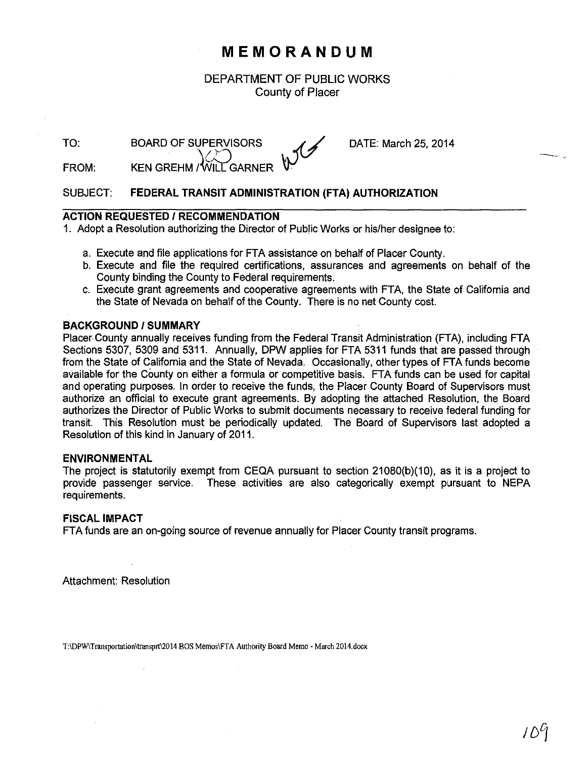# MEMORANDUM

DEPARTMENT OF PUBLIC WORKS
County of Placer

TO: BOARD OF SUPERVISORS DATE: March 25, 2014

FROM: KEN GREHM / WILL GARNER

SUBJECT: **FEDERAL TRANSIT ADMINISTRATION (FTA) AUTHORIZATION**

### ACTION REQUESTED / RECOMMENDATION

1. Adopt a Resolution authorizing the Director of Public Works or his/her designee to:

   a. Execute and file applications for FTA assistance on behalf of Placer County.
   b. Execute and file the required certifications, assurances and agreements on behalf of the County binding the County to Federal requirements.
   c. Execute grant agreements and cooperative agreements with FTA, the State of California and the State of Nevada on behalf of the County. There is no net County cost.

### BACKGROUND / SUMMARY

Placer County annually receives funding from the Federal Transit Administration (FTA), including FTA Sections 5307, 5309 and 5311. Annually, DPW applies for FTA 5311 funds that are passed through from the State of California and the State of Nevada. Occasionally, other types of FTA funds become available for the County on either a formula or competitive basis. FTA funds can be used for capital and operating purposes. In order to receive the funds, the Placer County Board of Supervisors must authorize an official to execute grant agreements. By adopting the attached Resolution, the Board authorizes the Director of Public Works to submit documents necessary to receive federal funding for transit. This Resolution must be periodically updated. The Board of Supervisors last adopted a Resolution of this kind in January of 2011.

### ENVIRONMENTAL

The project is statutorily exempt from CEQA pursuant to section 21080(b)(10), as it is a project to provide passenger service. These activities are also categorically exempt pursuant to NEPA requirements.

### FISCAL IMPACT

FTA funds are an on-going source of revenue annually for Placer County transit programs.

Attachment: Resolution

T:\DPW\Transportation\transprt\2014 BOS Memos\FTA Authority Board Memo - March 2014.docx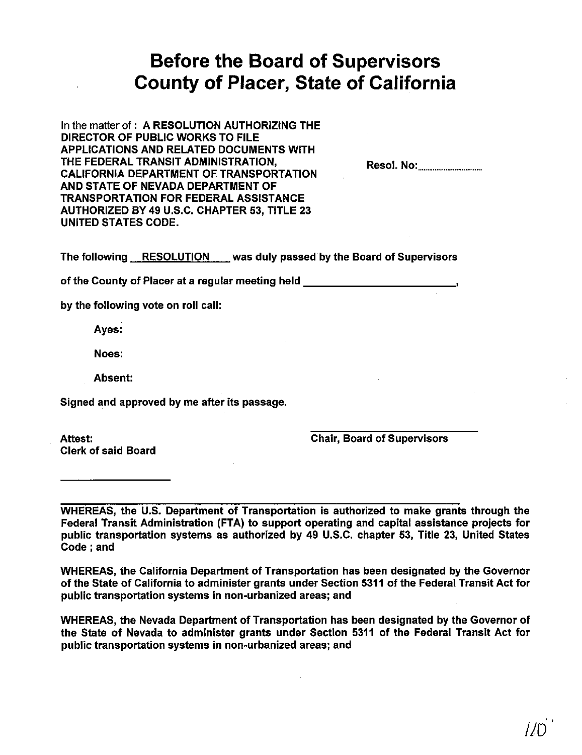# Before the Board of Supervisors
# County of Placer, State of California

In the matter of : **A RESOLUTION AUTHORIZING THE DIRECTOR OF PUBLIC WORKS TO FILE APPLICATIONS AND RELATED DOCUMENTS WITH THE FEDERAL TRANSIT ADMINISTRATION, CALIFORNIA DEPARTMENT OF TRANSPORTATION AND STATE OF NEVADA DEPARTMENT OF TRANSPORTATION FOR FEDERAL ASSISTANCE AUTHORIZED BY 49 U.S.C. CHAPTER 53, TITLE 23 UNITED STATES CODE.**

**Resol. No:..............................**

**The following __RESOLUTION__ was duly passed by the Board of Supervisors**

**of the County of Placer at a regular meeting held ________________________,**

**by the following vote on roll call:**

**Ayes:**

**Noes:**

**Absent:**

**Signed and approved by me after its passage.**

**Chair, Board of Supervisors**

**Attest:**
**Clerk of said Board**

________________

**WHEREAS, the U.S. Department of Transportation is authorized to make grants through the Federal Transit Administration (FTA) to support operating and capital assistance projects for public transportation systems as authorized by 49 U.S.C. chapter 53, Title 23, United States Code ; and**

**WHEREAS, the California Department of Transportation has been designated by the Governor of the State of California to administer grants under Section 5311 of the Federal Transit Act for public transportation systems in non-urbanized areas; and**

**WHEREAS, the Nevada Department of Transportation has been designated by the Governor of the State of Nevada to administer grants under Section 5311 of the Federal Transit Act for public transportation systems in non-urbanized areas; and**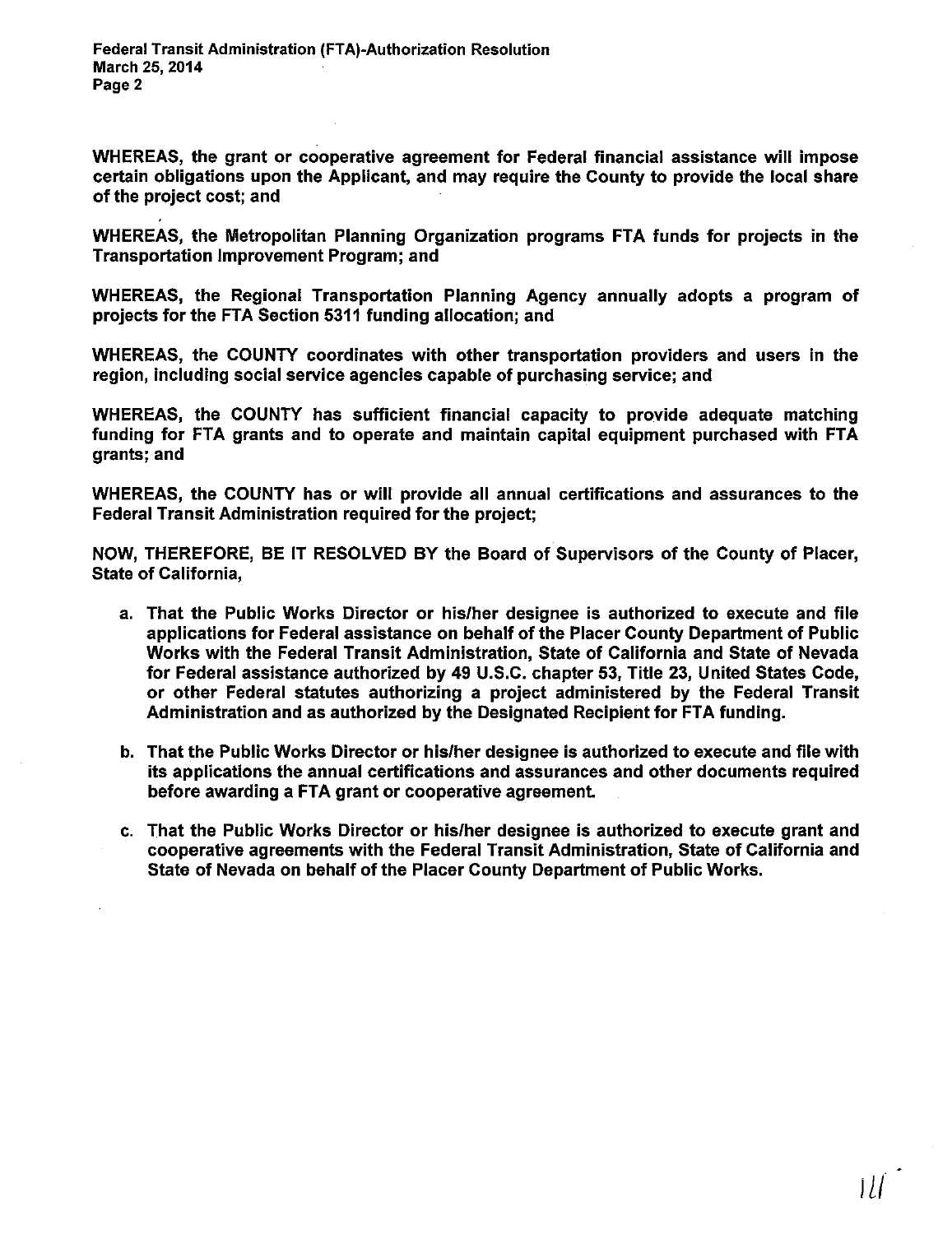**WHEREAS, the grant or cooperative agreement for Federal financial assistance will impose certain obligations upon the Applicant, and may require the County to provide the local share of the project cost; and**

**WHEREAS, the Metropolitan Planning Organization programs FTA funds for projects in the Transportation Improvement Program; and**

**WHEREAS, the Regional Transportation Planning Agency annually adopts a program of projects for the FTA Section 5311 funding allocation; and**

**WHEREAS, the COUNTY coordinates with other transportation providers and users in the region, including social service agencies capable of purchasing service; and**

**WHEREAS, the COUNTY has sufficient financial capacity to provide adequate matching funding for FTA grants and to operate and maintain capital equipment purchased with FTA grants; and**

**WHEREAS, the COUNTY has or will provide all annual certifications and assurances to the Federal Transit Administration required for the project;**

**NOW, THEREFORE, BE IT RESOLVED BY the Board of Supervisors of the County of Placer, State of California,**

a. **That the Public Works Director or his/her designee is authorized to execute and file applications for Federal assistance on behalf of the Placer County Department of Public Works with the Federal Transit Administration, State of California and State of Nevada for Federal assistance authorized by 49 U.S.C. chapter 53, Title 23, United States Code, or other Federal statutes authorizing a project administered by the Federal Transit Administration and as authorized by the Designated Recipient for FTA funding.**

b. **That the Public Works Director or his/her designee is authorized to execute and file with its applications the annual certifications and assurances and other documents required before awarding a FTA grant or cooperative agreement.**

c. **That the Public Works Director or his/her designee is authorized to execute grant and cooperative agreements with the Federal Transit Administration, State of California and State of Nevada on behalf of the Placer County Department of Public Works.**